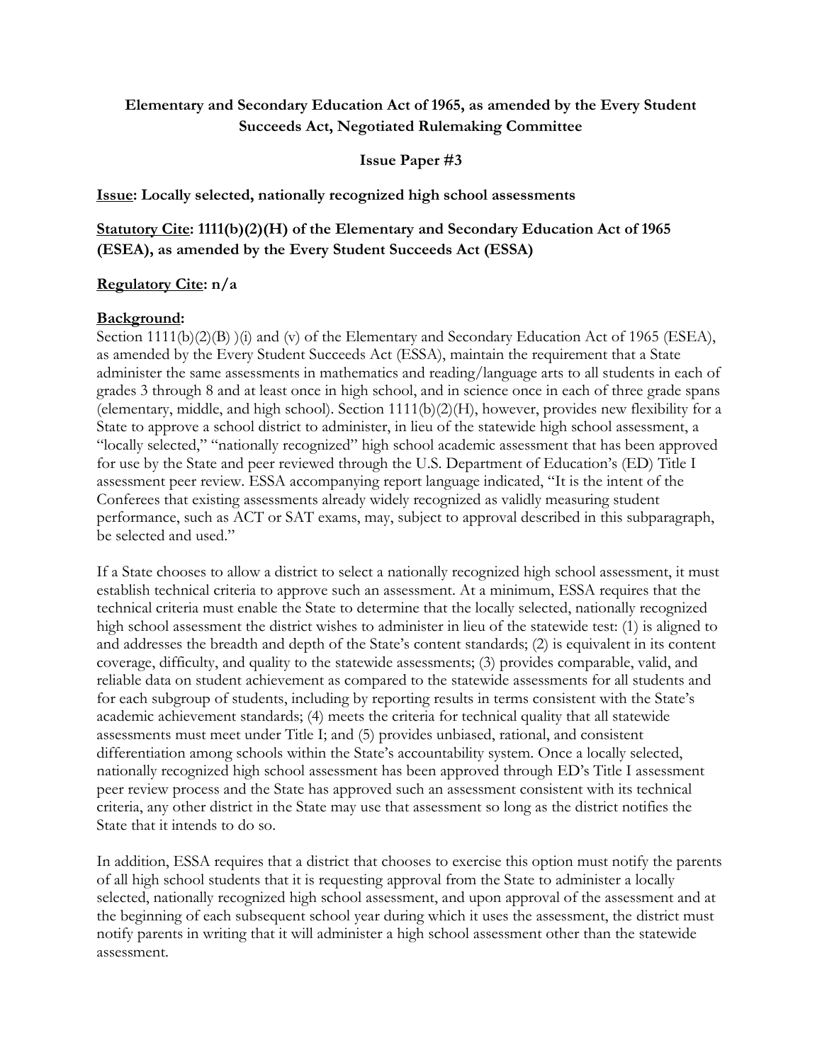**Elementary and Secondary Education Act of 1965, as amended by the Every Student Succeeds Act, Negotiated Rulemaking Committee**

**Issue Paper #3**

**Issue: Locally selected, nationally recognized high school assessments**

**Statutory Cite: 1111(b)(2)(H) of the Elementary and Secondary Education Act of 1965 (ESEA), as amended by the Every Student Succeeds Act (ESSA)**

**Regulatory Cite: n/a**

**Background:**

Section 1111(b)(2)(B) )(i) and (v) of the Elementary and Secondary Education Act of 1965 (ESEA), as amended by the Every Student Succeeds Act (ESSA), maintain the requirement that a State administer the same assessments in mathematics and reading/language arts to all students in each of grades 3 through 8 and at least once in high school, and in science once in each of three grade spans (elementary, middle, and high school). Section 1111(b)(2)(H), however, provides new flexibility for a State to approve a school district to administer, in lieu of the statewide high school assessment, a "locally selected," "nationally recognized" high school academic assessment that has been approved for use by the State and peer reviewed through the U.S. Department of Education's (ED) Title I assessment peer review. ESSA accompanying report language indicated, "It is the intent of the Conferees that existing assessments already widely recognized as validly measuring student performance, such as ACT or SAT exams, may, subject to approval described in this subparagraph, be selected and used."

If a State chooses to allow a district to select a nationally recognized high school assessment, it must establish technical criteria to approve such an assessment. At a minimum, ESSA requires that the technical criteria must enable the State to determine that the locally selected, nationally recognized high school assessment the district wishes to administer in lieu of the statewide test: (1) is aligned to and addresses the breadth and depth of the State's content standards; (2) is equivalent in its content coverage, difficulty, and quality to the statewide assessments; (3) provides comparable, valid, and reliable data on student achievement as compared to the statewide assessments for all students and for each subgroup of students, including by reporting results in terms consistent with the State's academic achievement standards; (4) meets the criteria for technical quality that all statewide assessments must meet under Title I; and (5) provides unbiased, rational, and consistent differentiation among schools within the State's accountability system. Once a locally selected, nationally recognized high school assessment has been approved through ED's Title I assessment peer review process and the State has approved such an assessment consistent with its technical criteria, any other district in the State may use that assessment so long as the district notifies the State that it intends to do so.

In addition, ESSA requires that a district that chooses to exercise this option must notify the parents of all high school students that it is requesting approval from the State to administer a locally selected, nationally recognized high school assessment, and upon approval of the assessment and at the beginning of each subsequent school year during which it uses the assessment, the district must notify parents in writing that it will administer a high school assessment other than the statewide assessment.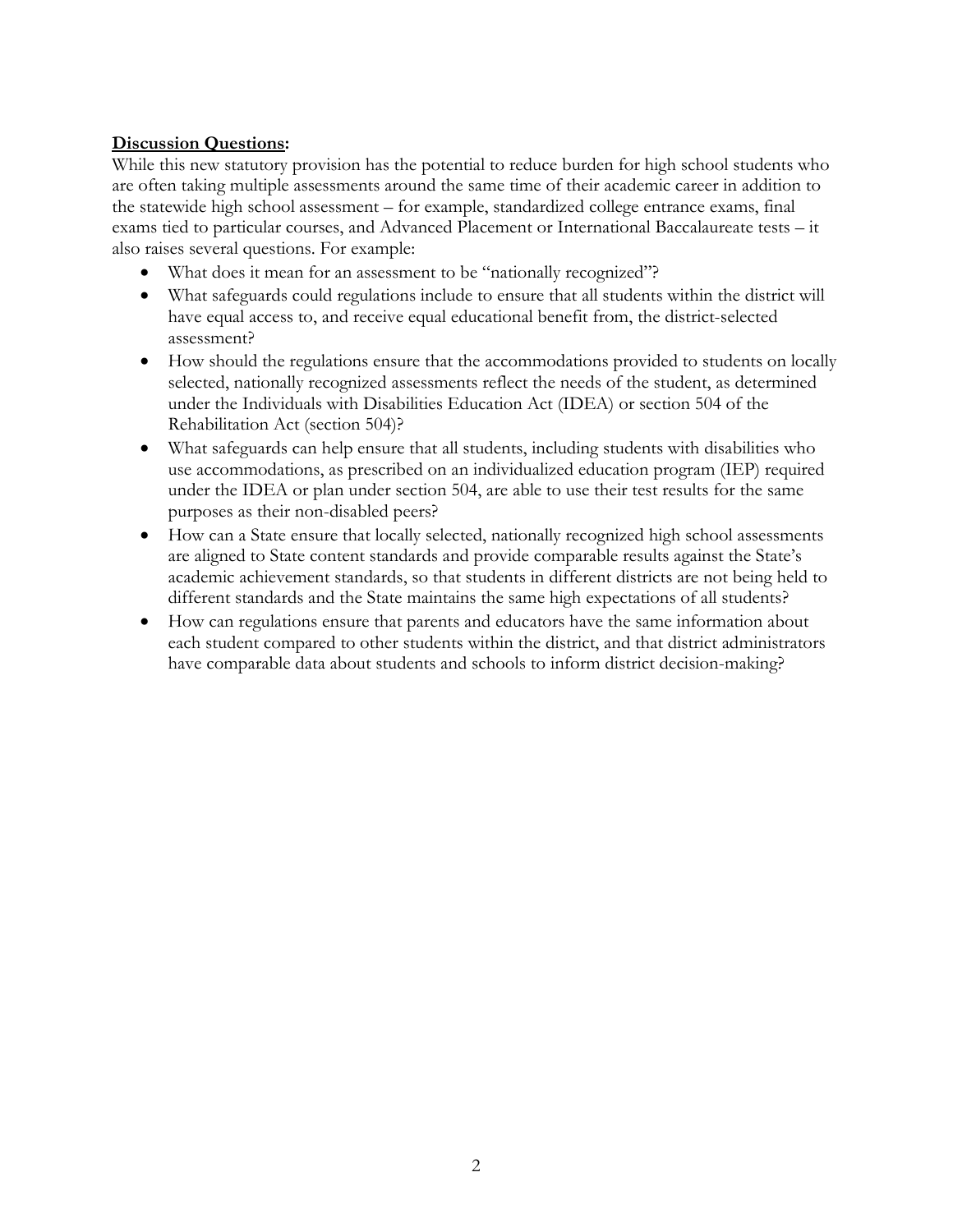**Discussion Questions:**

While this new statutory provision has the potential to reduce burden for high school students who are often taking multiple assessments around the same time of their academic career in addition to the statewide high school assessment – for example, standardized college entrance exams, final exams tied to particular courses, and Advanced Placement or International Baccalaureate tests – it also raises several questions. For example:

- What does it mean for an assessment to be "nationally recognized"?
- What safeguards could regulations include to ensure that all students within the district will have equal access to, and receive equal educational benefit from, the district-selected assessment?
- How should the regulations ensure that the accommodations provided to students on locally selected, nationally recognized assessments reflect the needs of the student, as determined under the Individuals with Disabilities Education Act (IDEA) or section 504 of the Rehabilitation Act (section 504)?
- What safeguards can help ensure that all students, including students with disabilities who use accommodations, as prescribed on an individualized education program (IEP) required under the IDEA or plan under section 504, are able to use their test results for the same purposes as their non-disabled peers?
- How can a State ensure that locally selected, nationally recognized high school assessments are aligned to State content standards and provide comparable results against the State's academic achievement standards, so that students in different districts are not being held to different standards and the State maintains the same high expectations of all students?
- How can regulations ensure that parents and educators have the same information about each student compared to other students within the district, and that district administrators have comparable data about students and schools to inform district decision-making?